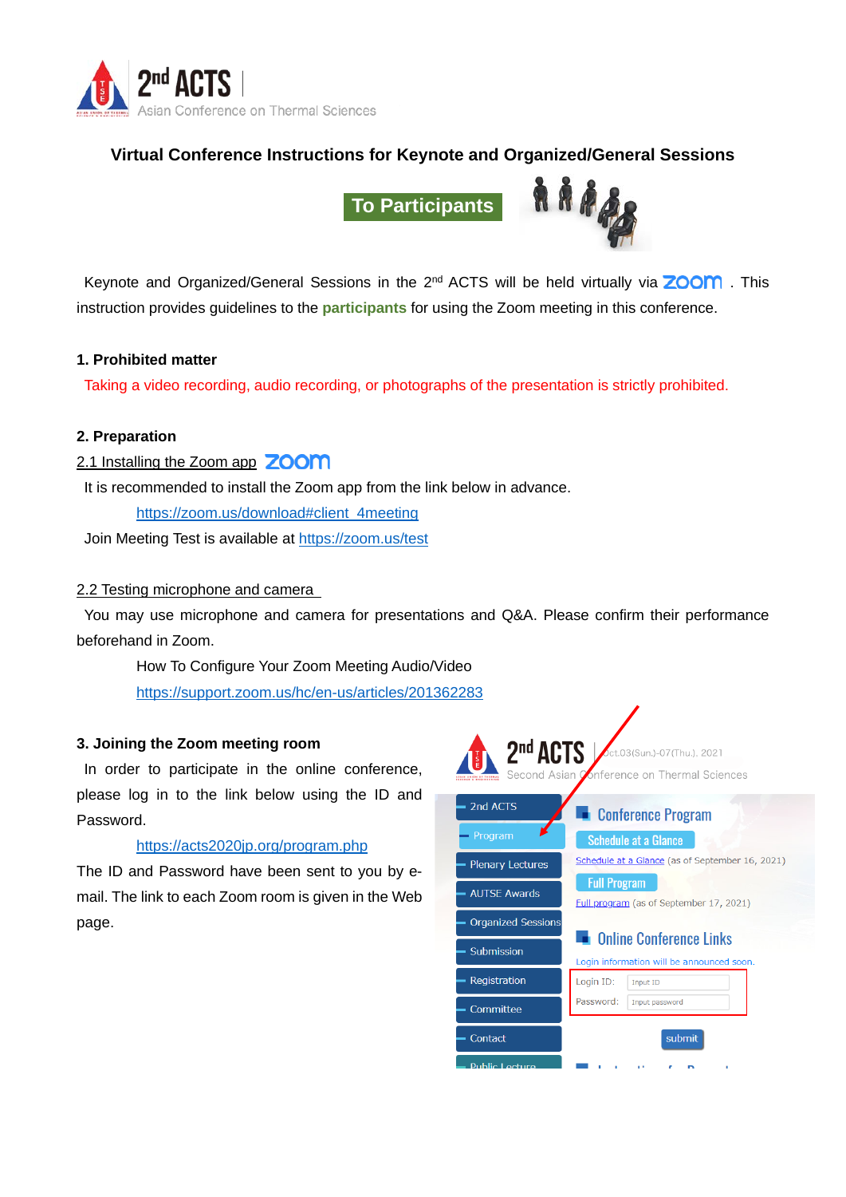2[nd] ACTS | Asian Conference on Thermal Sciences

## Virtual Conference Instructions for Keynote and Organized/General Sessions

**To Participants**

Keynote and Organized/General Sessions in the 2[nd] ACTS will be held virtually via zoom. This instruction provides guidelines to the **participants** for using the Zoom meeting in this conference.

### 1. Prohibited matter

Taking a video recording, audio recording, or photographs of the presentation is strictly prohibited.

### 2. Preparation

#### 2.1 Installing the Zoom app

It is recommended to install the Zoom app from the link below in advance.

https://zoom.us/download#client_4meeting

Join Meeting Test is available at https://zoom.us/test

#### 2.2 Testing microphone and camera

You may use microphone and camera for presentations and Q&A. Please confirm their performance beforehand in Zoom.

How To Configure Your Zoom Meeting Audio/Video

https://support.zoom.us/hc/en-us/articles/201362283

### 3. Joining the Zoom meeting room

In order to participate in the online conference, please log in to the link below using the ID and Password.

https://acts2020jp.org/program.php

The ID and Password have been sent to you by e-mail. The link to each Zoom room is given in the Web page.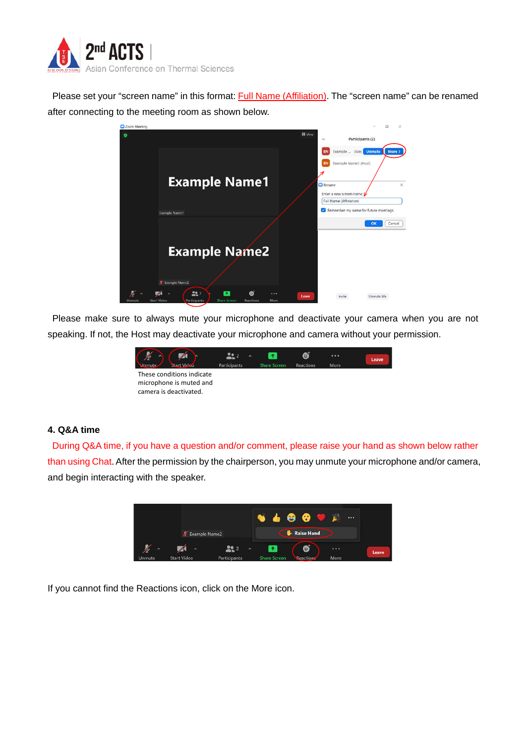Please set your "screen name" in this format: Full Name (Affiliation). The "screen name" can be renamed after connecting to the meeting room as shown below.

Please make sure to always mute your microphone and deactivate your camera when you are not speaking. If not, the Host may deactivate your microphone and camera without your permission.

These conditions indicate microphone is muted and camera is deactivated.

### 4. Q&A time

During Q&A time, if you have a question and/or comment, please raise your hand as shown below rather than using Chat. After the permission by the chairperson, you may unmute your microphone and/or camera, and begin interacting with the speaker.

If you cannot find the Reactions icon, click on the More icon.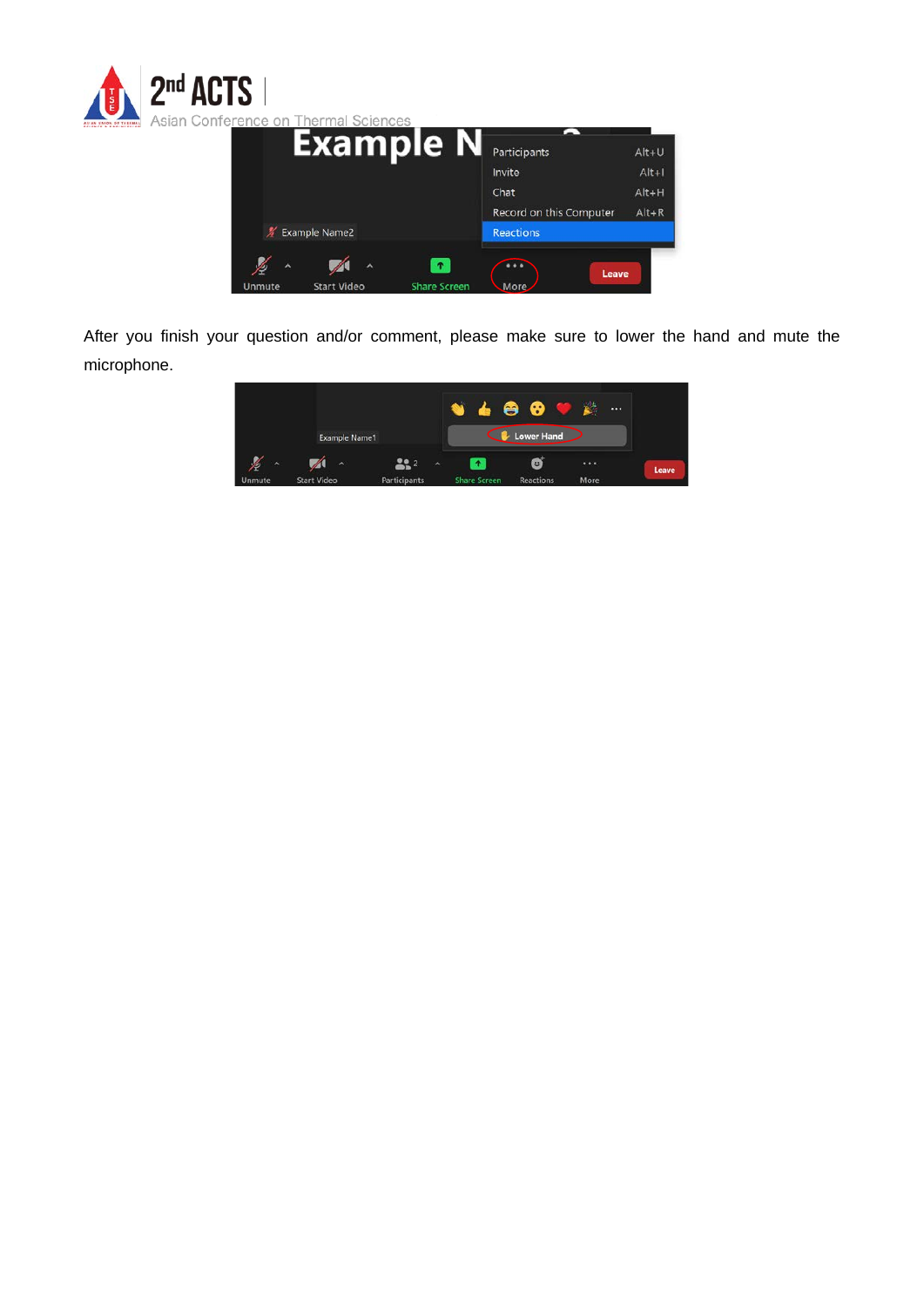After you finish your question and/or comment, please make sure to lower the hand and mute the microphone.